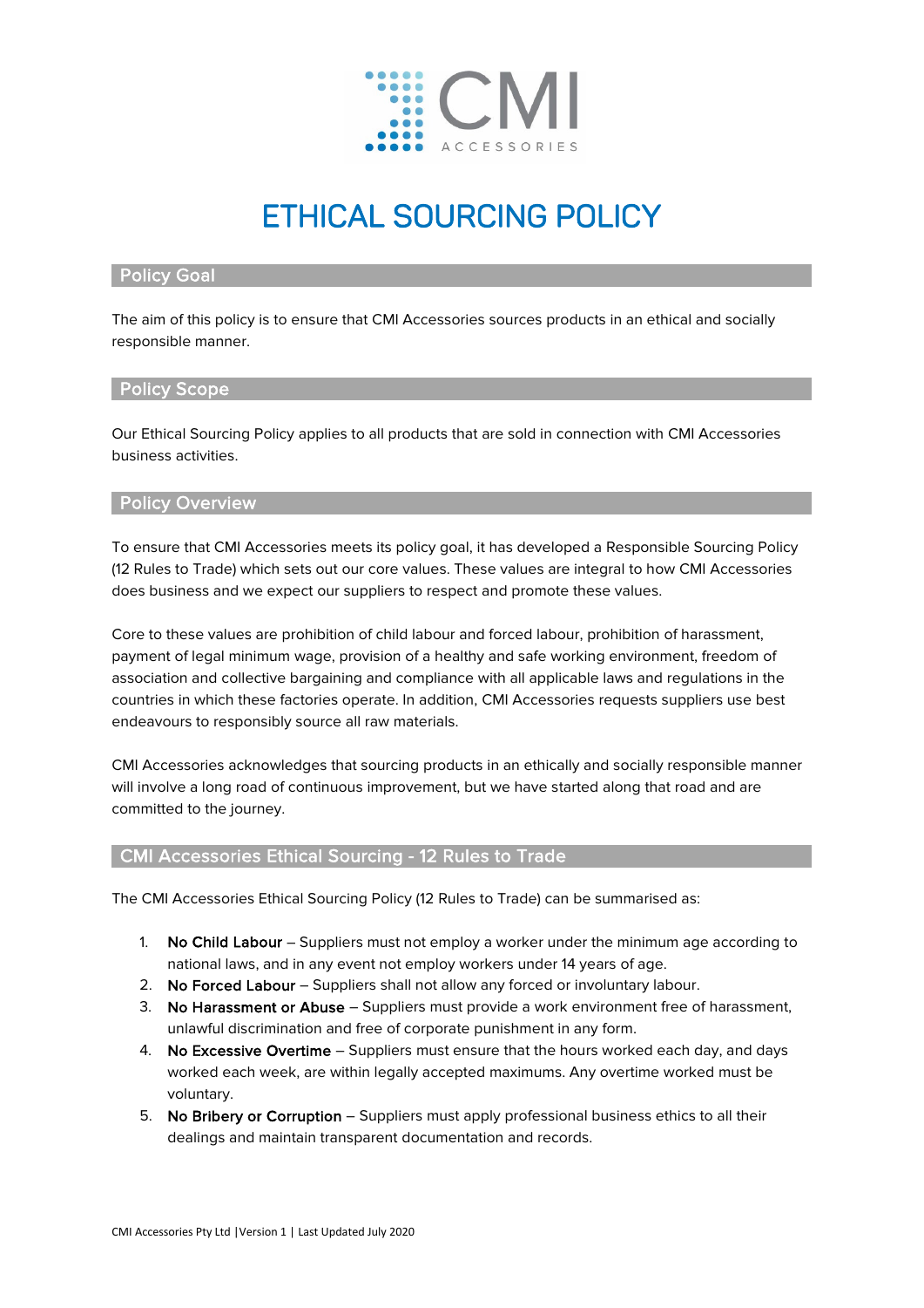CMI ACCESSORIES

# ETHICAL SOURCING POLICY

## Policy Goal

The aim of this policy is to ensure that CMI Accessories sources products in an ethical and socially responsible manner.

## Policy Scope

Our Ethical Sourcing Policy applies to all products that are sold in connection with CMI Accessories business activities.

## Policy Overview

To ensure that CMI Accessories meets its policy goal, it has developed a Responsible Sourcing Policy (12 Rules to Trade) which sets out our core values. These values are integral to how CMI Accessories does business and we expect our suppliers to respect and promote these values.

Core to these values are prohibition of child labour and forced labour, prohibition of harassment, payment of legal minimum wage, provision of a healthy and safe working environment, freedom of association and collective bargaining and compliance with all applicable laws and regulations in the countries in which these factories operate. In addition, CMI Accessories requests suppliers use best endeavours to responsibly source all raw materials.

CMI Accessories acknowledges that sourcing products in an ethically and socially responsible manner will involve a long road of continuous improvement, but we have started along that road and are committed to the journey.

## CMI Accessories Ethical Sourcing - 12 Rules to Trade

The CMI Accessories Ethical Sourcing Policy (12 Rules to Trade) can be summarised as:

1. **No Child Labour** – Suppliers must not employ a worker under the minimum age according to national laws, and in any event not employ workers under 14 years of age.
2. **No Forced Labour** – Suppliers shall not allow any forced or involuntary labour.
3. **No Harassment or Abuse** – Suppliers must provide a work environment free of harassment, unlawful discrimination and free of corporate punishment in any form.
4. **No Excessive Overtime** – Suppliers must ensure that the hours worked each day, and days worked each week, are within legally accepted maximums. Any overtime worked must be voluntary.
5. **No Bribery or Corruption** – Suppliers must apply professional business ethics to all their dealings and maintain transparent documentation and records.

CMI Accessories Pty Ltd |Version 1 | Last Updated July 2020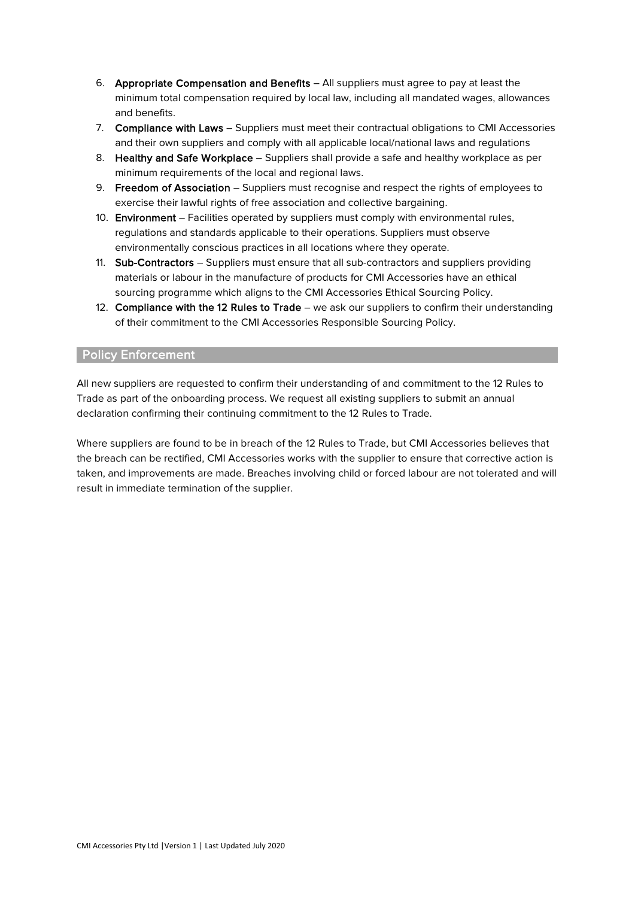6. **Appropriate Compensation and Benefits** – All suppliers must agree to pay at least the minimum total compensation required by local law, including all mandated wages, allowances and benefits.
7. **Compliance with Laws** – Suppliers must meet their contractual obligations to CMI Accessories and their own suppliers and comply with all applicable local/national laws and regulations
8. **Healthy and Safe Workplace** – Suppliers shall provide a safe and healthy workplace as per minimum requirements of the local and regional laws.
9. **Freedom of Association** – Suppliers must recognise and respect the rights of employees to exercise their lawful rights of free association and collective bargaining.
10. **Environment** – Facilities operated by suppliers must comply with environmental rules, regulations and standards applicable to their operations. Suppliers must observe environmentally conscious practices in all locations where they operate.
11. **Sub-Contractors** – Suppliers must ensure that all sub-contractors and suppliers providing materials or labour in the manufacture of products for CMI Accessories have an ethical sourcing programme which aligns to the CMI Accessories Ethical Sourcing Policy.
12. **Compliance with the 12 Rules to Trade** – we ask our suppliers to confirm their understanding of their commitment to the CMI Accessories Responsible Sourcing Policy.

## Policy Enforcement

All new suppliers are requested to confirm their understanding of and commitment to the 12 Rules to Trade as part of the onboarding process. We request all existing suppliers to submit an annual declaration confirming their continuing commitment to the 12 Rules to Trade.

Where suppliers are found to be in breach of the 12 Rules to Trade, but CMI Accessories believes that the breach can be rectified, CMI Accessories works with the supplier to ensure that corrective action is taken, and improvements are made. Breaches involving child or forced labour are not tolerated and will result in immediate termination of the supplier.